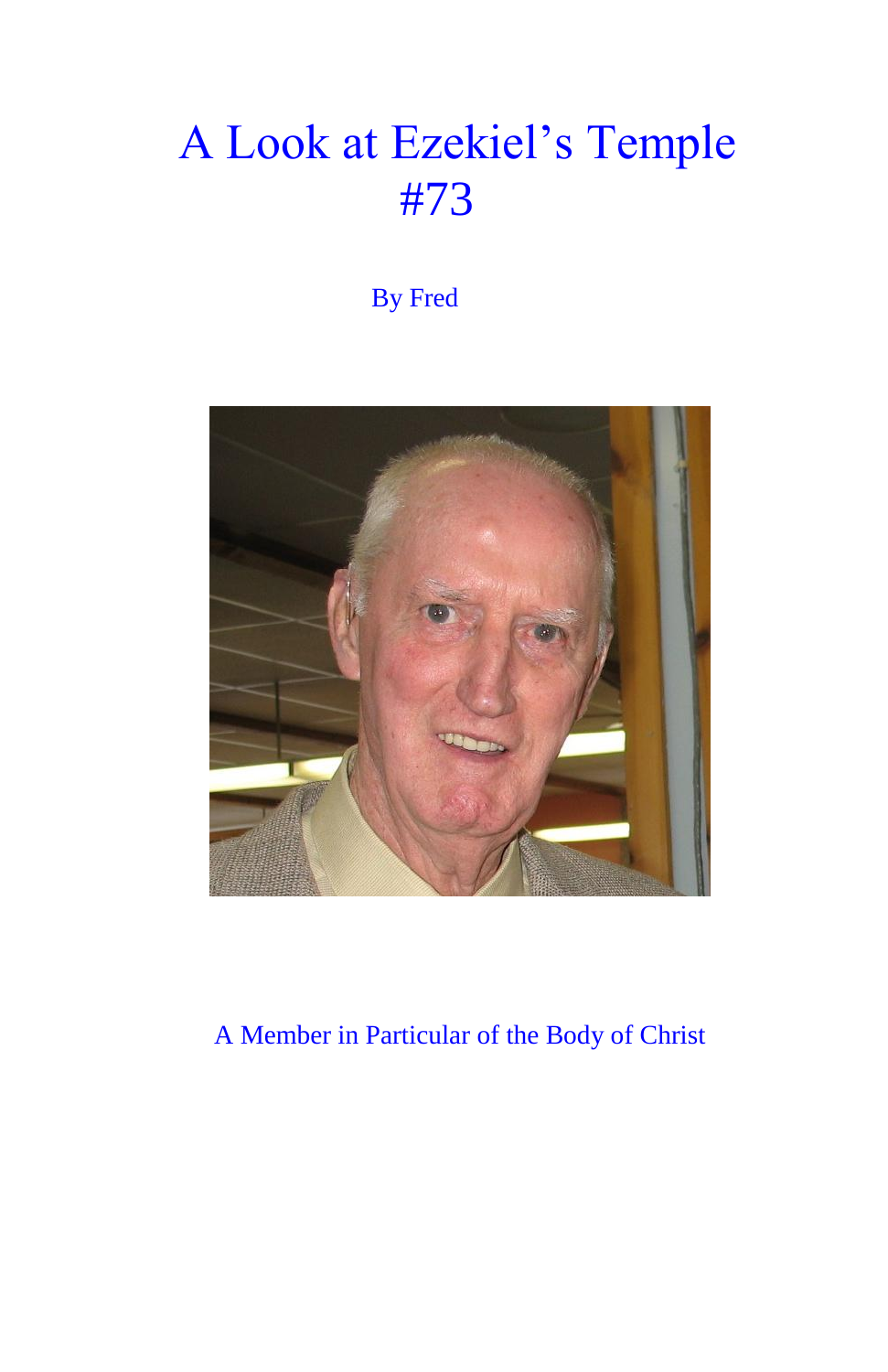# A Look at Ezekiel's Temple #73

By Fred

A Member in Particular of the Body of Christ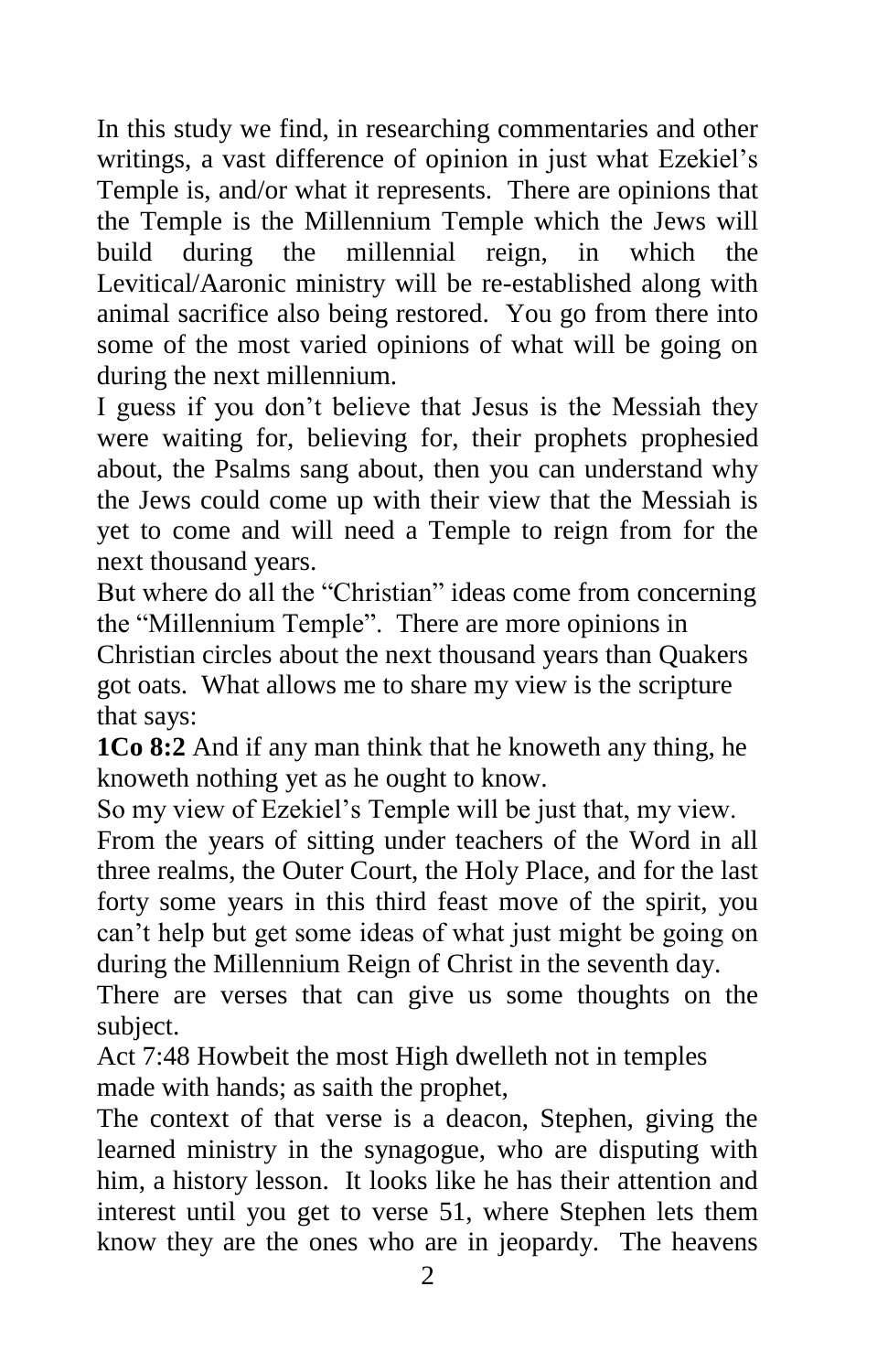In this study we find, in researching commentaries and other writings, a vast difference of opinion in just what Ezekiel's Temple is, and/or what it represents. There are opinions that the Temple is the Millennium Temple which the Jews will build during the millennial reign, in which the Levitical/Aaronic ministry will be re-established along with animal sacrifice also being restored. You go from there into some of the most varied opinions of what will be going on during the next millennium.

I guess if you don't believe that Jesus is the Messiah they were waiting for, believing for, their prophets prophesied about, the Psalms sang about, then you can understand why the Jews could come up with their view that the Messiah is yet to come and will need a Temple to reign from for the next thousand years.

But where do all the "Christian" ideas come from concerning the "Millennium Temple". There are more opinions in Christian circles about the next thousand years than Quakers got oats. What allows me to share my view is the scripture that says:

**1Co 8:2** And if any man think that he knoweth any thing, he knoweth nothing yet as he ought to know.

So my view of Ezekiel's Temple will be just that, my view.

From the years of sitting under teachers of the Word in all three realms, the Outer Court, the Holy Place, and for the last forty some years in this third feast move of the spirit, you can't help but get some ideas of what just might be going on during the Millennium Reign of Christ in the seventh day.

There are verses that can give us some thoughts on the subject.

Act 7:48 Howbeit the most High dwelleth not in temples made with hands; as saith the prophet,

The context of that verse is a deacon, Stephen, giving the learned ministry in the synagogue, who are disputing with him, a history lesson. It looks like he has their attention and interest until you get to verse 51, where Stephen lets them know they are the ones who are in jeopardy. The heavens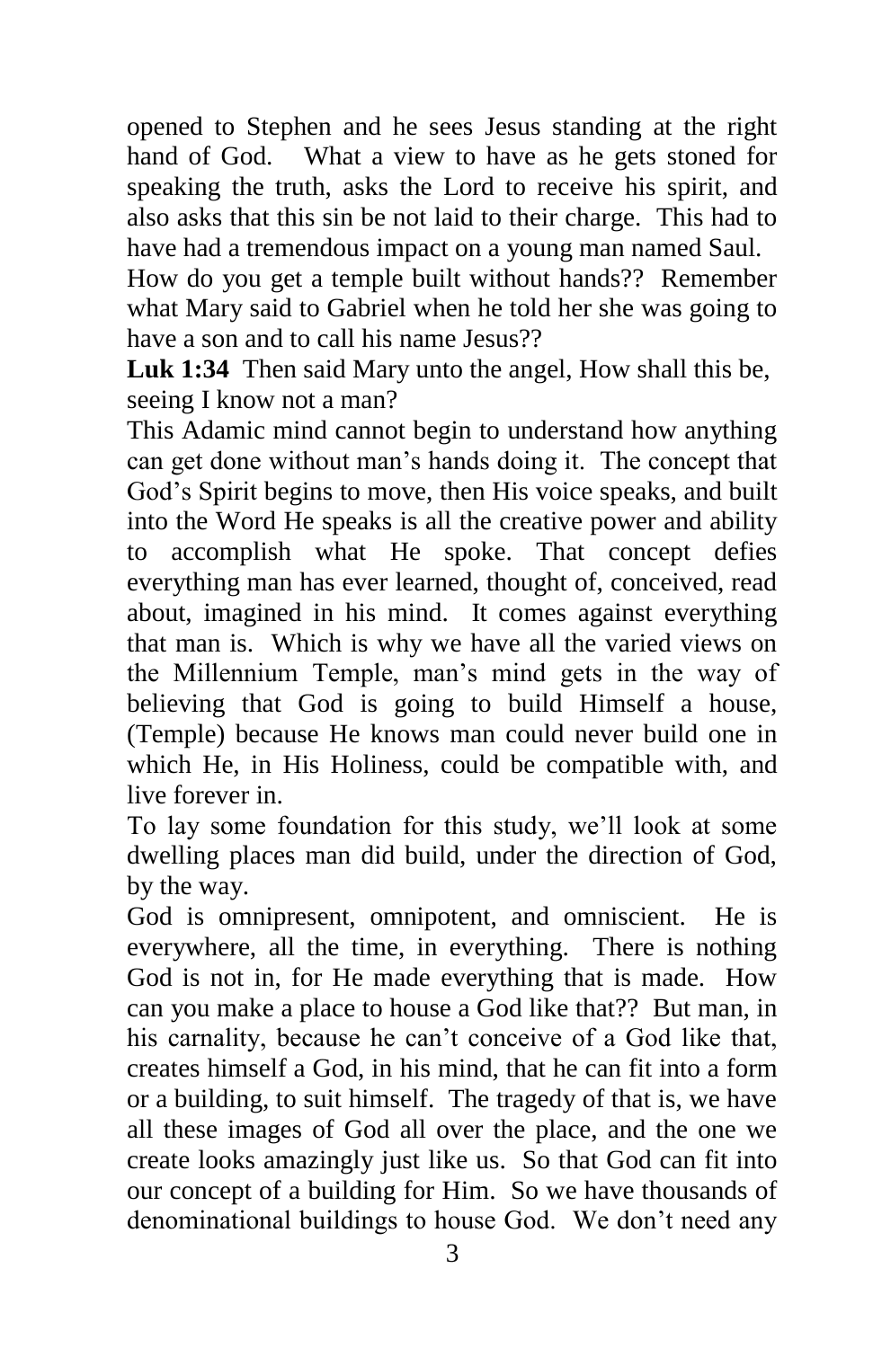opened to Stephen and he sees Jesus standing at the right hand of God. What a view to have as he gets stoned for speaking the truth, asks the Lord to receive his spirit, and also asks that this sin be not laid to their charge. This had to have had a tremendous impact on a young man named Saul.

How do you get a temple built without hands?? Remember what Mary said to Gabriel when he told her she was going to have a son and to call his name Jesus??

**Luk 1:34** Then said Mary unto the angel, How shall this be, seeing I know not a man?

This Adamic mind cannot begin to understand how anything can get done without man's hands doing it. The concept that God's Spirit begins to move, then His voice speaks, and built into the Word He speaks is all the creative power and ability to accomplish what He spoke. That concept defies everything man has ever learned, thought of, conceived, read about, imagined in his mind. It comes against everything that man is. Which is why we have all the varied views on the Millennium Temple, man's mind gets in the way of believing that God is going to build Himself a house, (Temple) because He knows man could never build one in which He, in His Holiness, could be compatible with, and live forever in.

To lay some foundation for this study, we'll look at some dwelling places man did build, under the direction of God, by the way.

God is omnipresent, omnipotent, and omniscient. He is everywhere, all the time, in everything. There is nothing God is not in, for He made everything that is made. How can you make a place to house a God like that?? But man, in his carnality, because he can't conceive of a God like that, creates himself a God, in his mind, that he can fit into a form or a building, to suit himself. The tragedy of that is, we have all these images of God all over the place, and the one we create looks amazingly just like us. So that God can fit into our concept of a building for Him. So we have thousands of denominational buildings to house God. We don't need any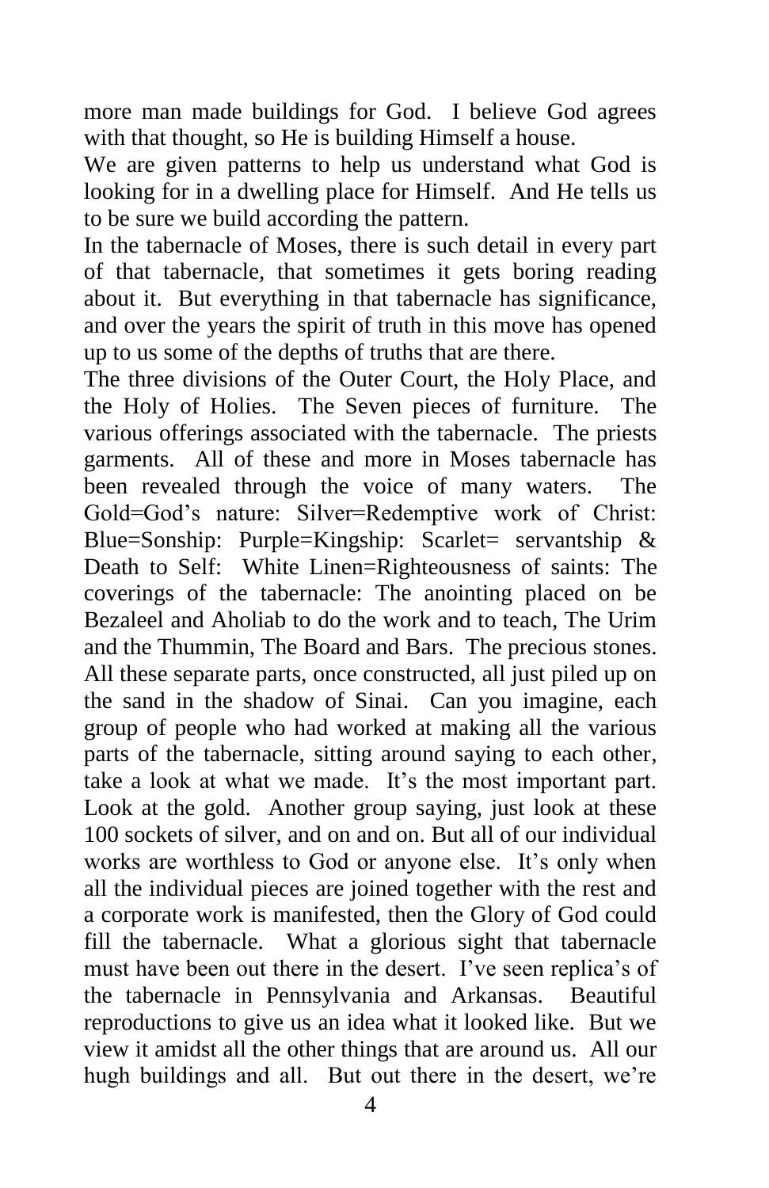more man made buildings for God. I believe God agrees with that thought, so He is building Himself a house.

We are given patterns to help us understand what God is looking for in a dwelling place for Himself. And He tells us to be sure we build according the pattern.

In the tabernacle of Moses, there is such detail in every part of that tabernacle, that sometimes it gets boring reading about it. But everything in that tabernacle has significance, and over the years the spirit of truth in this move has opened up to us some of the depths of truths that are there.

The three divisions of the Outer Court, the Holy Place, and the Holy of Holies. The Seven pieces of furniture. The various offerings associated with the tabernacle. The priests garments. All of these and more in Moses tabernacle has been revealed through the voice of many waters. The Gold=God's nature: Silver=Redemptive work of Christ: Blue=Sonship: Purple=Kingship: Scarlet= servantship & Death to Self: White Linen=Righteousness of saints: The coverings of the tabernacle: The anointing placed on be Bezaleel and Aholiab to do the work and to teach, The Urim and the Thummin, The Board and Bars. The precious stones. All these separate parts, once constructed, all just piled up on the sand in the shadow of Sinai. Can you imagine, each group of people who had worked at making all the various parts of the tabernacle, sitting around saying to each other, take a look at what we made. It's the most important part. Look at the gold. Another group saying, just look at these 100 sockets of silver, and on and on. But all of our individual works are worthless to God or anyone else. It's only when all the individual pieces are joined together with the rest and a corporate work is manifested, then the Glory of God could fill the tabernacle. What a glorious sight that tabernacle must have been out there in the desert. I've seen replica's of the tabernacle in Pennsylvania and Arkansas. Beautiful reproductions to give us an idea what it looked like. But we view it amidst all the other things that are around us. All our hugh buildings and all. But out there in the desert, we're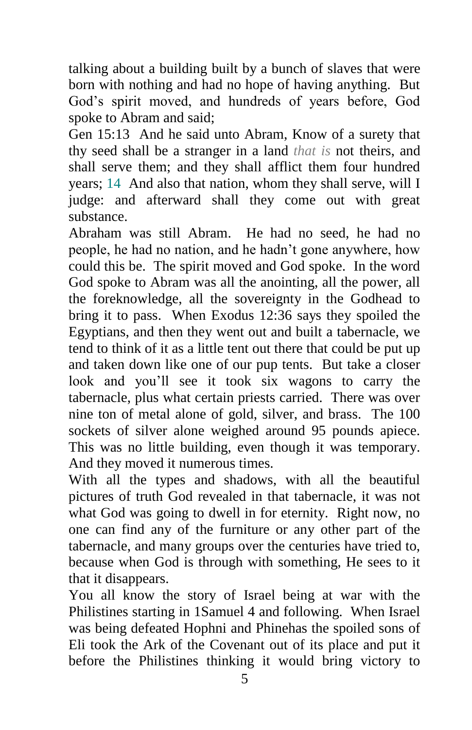talking about a building built by a bunch of slaves that were born with nothing and had no hope of having anything. But God's spirit moved, and hundreds of years before, God spoke to Abram and said;

Gen 15:13 And he said unto Abram, Know of a surety that thy seed shall be a stranger in a land *that is* not theirs, and shall serve them; and they shall afflict them four hundred years; 14 And also that nation, whom they shall serve, will I judge: and afterward shall they come out with great substance.

Abraham was still Abram. He had no seed, he had no people, he had no nation, and he hadn't gone anywhere, how could this be. The spirit moved and God spoke. In the word God spoke to Abram was all the anointing, all the power, all the foreknowledge, all the sovereignty in the Godhead to bring it to pass. When Exodus 12:36 says they spoiled the Egyptians, and then they went out and built a tabernacle, we tend to think of it as a little tent out there that could be put up and taken down like one of our pup tents. But take a closer look and you'll see it took six wagons to carry the tabernacle, plus what certain priests carried. There was over nine ton of metal alone of gold, silver, and brass. The 100 sockets of silver alone weighed around 95 pounds apiece. This was no little building, even though it was temporary. And they moved it numerous times.

With all the types and shadows, with all the beautiful pictures of truth God revealed in that tabernacle, it was not what God was going to dwell in for eternity. Right now, no one can find any of the furniture or any other part of the tabernacle, and many groups over the centuries have tried to, because when God is through with something, He sees to it that it disappears.

You all know the story of Israel being at war with the Philistines starting in 1Samuel 4 and following. When Israel was being defeated Hophni and Phinehas the spoiled sons of Eli took the Ark of the Covenant out of its place and put it before the Philistines thinking it would bring victory to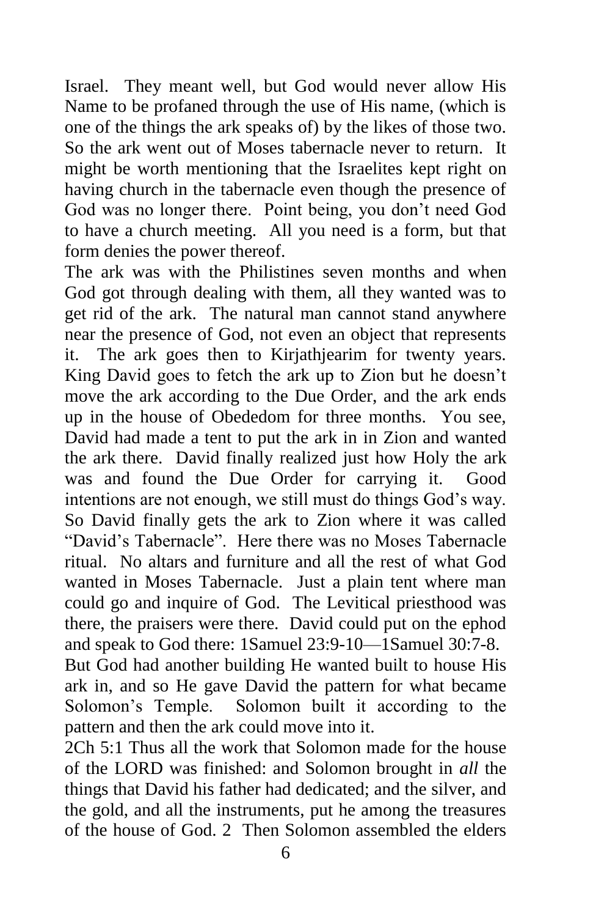Israel. They meant well, but God would never allow His Name to be profaned through the use of His name, (which is one of the things the ark speaks of) by the likes of those two. So the ark went out of Moses tabernacle never to return. It might be worth mentioning that the Israelites kept right on having church in the tabernacle even though the presence of God was no longer there. Point being, you don't need God to have a church meeting. All you need is a form, but that form denies the power thereof.

The ark was with the Philistines seven months and when God got through dealing with them, all they wanted was to get rid of the ark. The natural man cannot stand anywhere near the presence of God, not even an object that represents it. The ark goes then to Kirjathjearim for twenty years. King David goes to fetch the ark up to Zion but he doesn't move the ark according to the Due Order, and the ark ends up in the house of Obededom for three months. You see, David had made a tent to put the ark in in Zion and wanted the ark there. David finally realized just how Holy the ark was and found the Due Order for carrying it. Good intentions are not enough, we still must do things God's way. So David finally gets the ark to Zion where it was called "David's Tabernacle". Here there was no Moses Tabernacle ritual. No altars and furniture and all the rest of what God wanted in Moses Tabernacle. Just a plain tent where man could go and inquire of God. The Levitical priesthood was there, the praisers were there. David could put on the ephod and speak to God there: 1Samuel 23:9-10—1Samuel 30:7-8.

But God had another building He wanted built to house His ark in, and so He gave David the pattern for what became Solomon's Temple. Solomon built it according to the pattern and then the ark could move into it.

2Ch 5:1 Thus all the work that Solomon made for the house of the LORD was finished: and Solomon brought in *all* the things that David his father had dedicated; and the silver, and the gold, and all the instruments, put he among the treasures of the house of God. 2 Then Solomon assembled the elders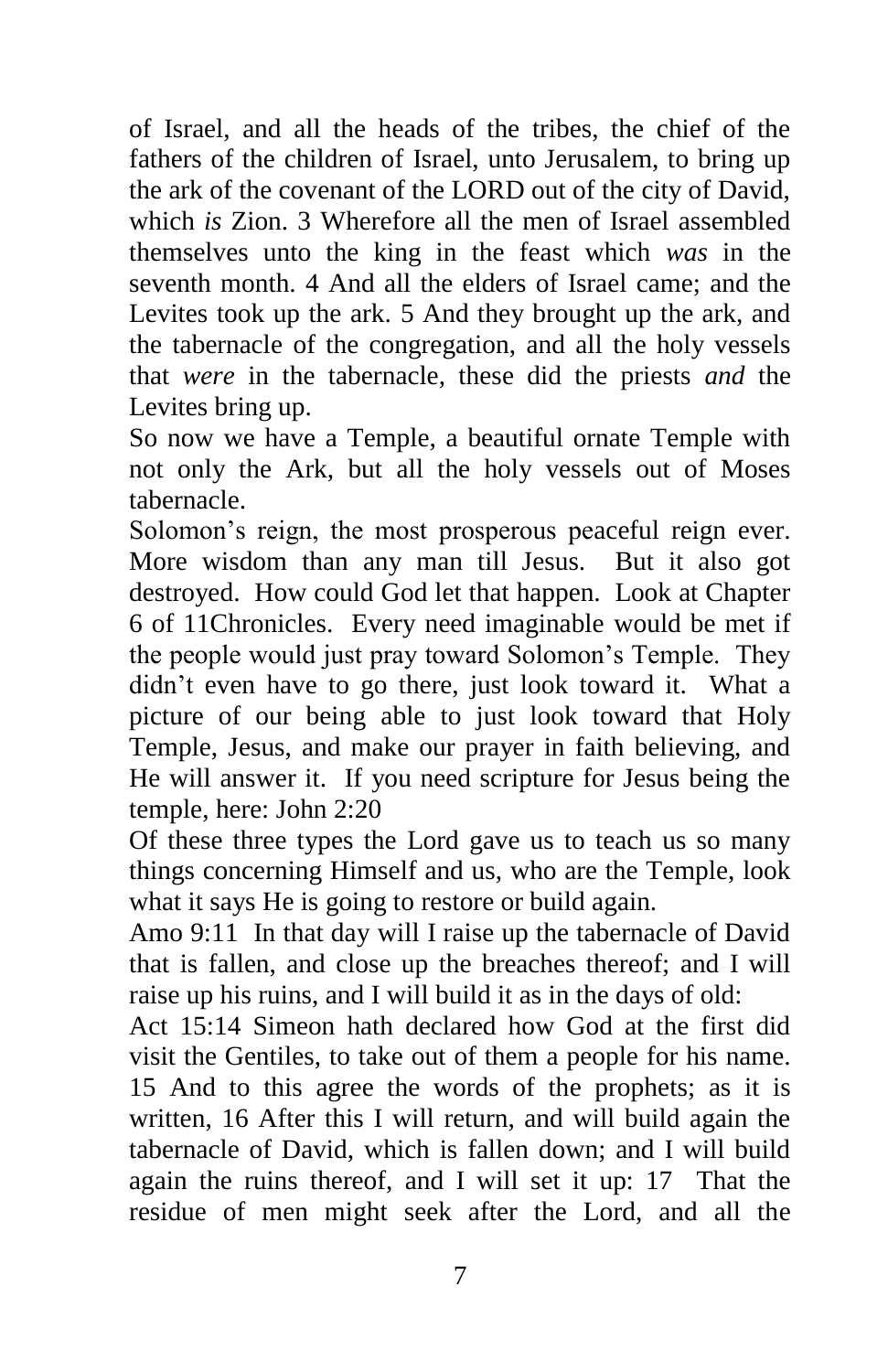of Israel, and all the heads of the tribes, the chief of the fathers of the children of Israel, unto Jerusalem, to bring up the ark of the covenant of the LORD out of the city of David, which *is* Zion. 3 Wherefore all the men of Israel assembled themselves unto the king in the feast which *was* in the seventh month. 4 And all the elders of Israel came; and the Levites took up the ark. 5 And they brought up the ark, and the tabernacle of the congregation, and all the holy vessels that *were* in the tabernacle, these did the priests *and* the Levites bring up.

So now we have a Temple, a beautiful ornate Temple with not only the Ark, but all the holy vessels out of Moses tabernacle.

Solomon's reign, the most prosperous peaceful reign ever. More wisdom than any man till Jesus. But it also got destroyed. How could God let that happen. Look at Chapter 6 of 11Chronicles. Every need imaginable would be met if the people would just pray toward Solomon's Temple. They didn't even have to go there, just look toward it. What a picture of our being able to just look toward that Holy Temple, Jesus, and make our prayer in faith believing, and He will answer it. If you need scripture for Jesus being the temple, here: John 2:20

Of these three types the Lord gave us to teach us so many things concerning Himself and us, who are the Temple, look what it says He is going to restore or build again.

Amo 9:11 In that day will I raise up the tabernacle of David that is fallen, and close up the breaches thereof; and I will raise up his ruins, and I will build it as in the days of old:

Act 15:14 Simeon hath declared how God at the first did visit the Gentiles, to take out of them a people for his name. 15 And to this agree the words of the prophets; as it is written, 16 After this I will return, and will build again the tabernacle of David, which is fallen down; and I will build again the ruins thereof, and I will set it up: 17 That the residue of men might seek after the Lord, and all the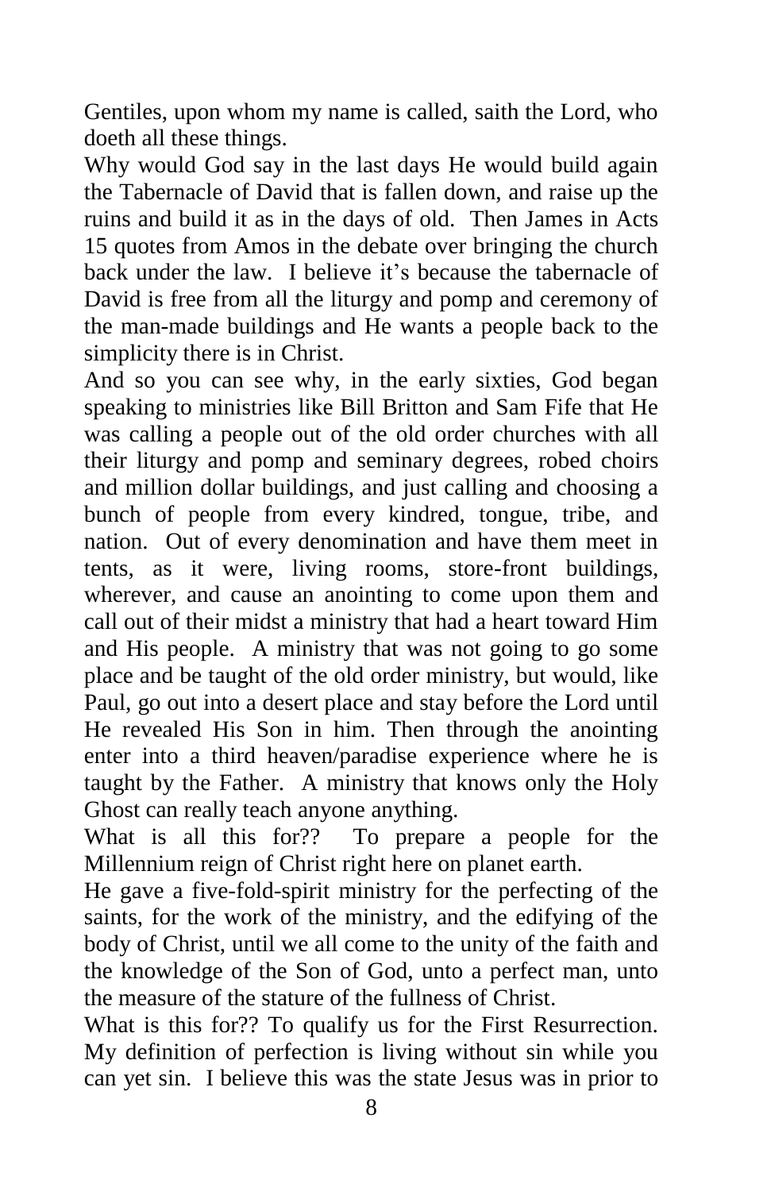Gentiles, upon whom my name is called, saith the Lord, who doeth all these things.

Why would God say in the last days He would build again the Tabernacle of David that is fallen down, and raise up the ruins and build it as in the days of old. Then James in Acts 15 quotes from Amos in the debate over bringing the church back under the law. I believe it's because the tabernacle of David is free from all the liturgy and pomp and ceremony of the man-made buildings and He wants a people back to the simplicity there is in Christ.

And so you can see why, in the early sixties, God began speaking to ministries like Bill Britton and Sam Fife that He was calling a people out of the old order churches with all their liturgy and pomp and seminary degrees, robed choirs and million dollar buildings, and just calling and choosing a bunch of people from every kindred, tongue, tribe, and nation. Out of every denomination and have them meet in tents, as it were, living rooms, store-front buildings, wherever, and cause an anointing to come upon them and call out of their midst a ministry that had a heart toward Him and His people. A ministry that was not going to go some place and be taught of the old order ministry, but would, like Paul, go out into a desert place and stay before the Lord until He revealed His Son in him. Then through the anointing enter into a third heaven/paradise experience where he is taught by the Father. A ministry that knows only the Holy Ghost can really teach anyone anything.

What is all this for?? To prepare a people for the Millennium reign of Christ right here on planet earth.

He gave a five-fold-spirit ministry for the perfecting of the saints, for the work of the ministry, and the edifying of the body of Christ, until we all come to the unity of the faith and the knowledge of the Son of God, unto a perfect man, unto the measure of the stature of the fullness of Christ.

What is this for?? To qualify us for the First Resurrection. My definition of perfection is living without sin while you can yet sin. I believe this was the state Jesus was in prior to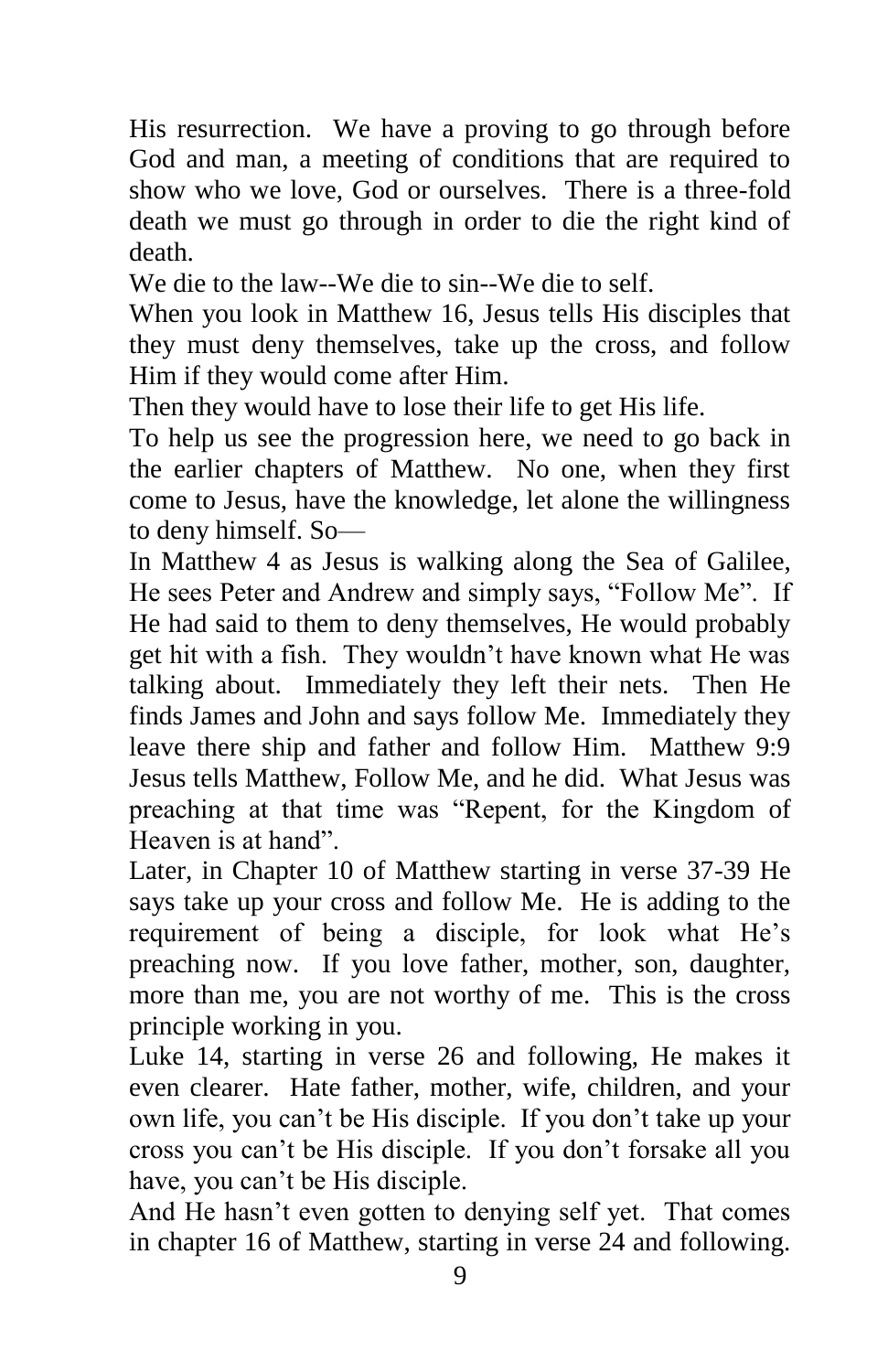His resurrection. We have a proving to go through before God and man, a meeting of conditions that are required to show who we love, God or ourselves. There is a three-fold death we must go through in order to die the right kind of death.

We die to the law--We die to sin--We die to self.

When you look in Matthew 16, Jesus tells His disciples that they must deny themselves, take up the cross, and follow Him if they would come after Him.

Then they would have to lose their life to get His life.

To help us see the progression here, we need to go back in the earlier chapters of Matthew. No one, when they first come to Jesus, have the knowledge, let alone the willingness to deny himself. So—

In Matthew 4 as Jesus is walking along the Sea of Galilee, He sees Peter and Andrew and simply says, "Follow Me". If He had said to them to deny themselves, He would probably get hit with a fish. They wouldn't have known what He was talking about. Immediately they left their nets. Then He finds James and John and says follow Me. Immediately they leave there ship and father and follow Him. Matthew 9:9 Jesus tells Matthew, Follow Me, and he did. What Jesus was preaching at that time was "Repent, for the Kingdom of Heaven is at hand".

Later, in Chapter 10 of Matthew starting in verse 37-39 He says take up your cross and follow Me. He is adding to the requirement of being a disciple, for look what He's preaching now. If you love father, mother, son, daughter, more than me, you are not worthy of me. This is the cross principle working in you.

Luke 14, starting in verse 26 and following, He makes it even clearer. Hate father, mother, wife, children, and your own life, you can't be His disciple. If you don't take up your cross you can't be His disciple. If you don't forsake all you have, you can't be His disciple.

And He hasn't even gotten to denying self yet. That comes in chapter 16 of Matthew, starting in verse 24 and following.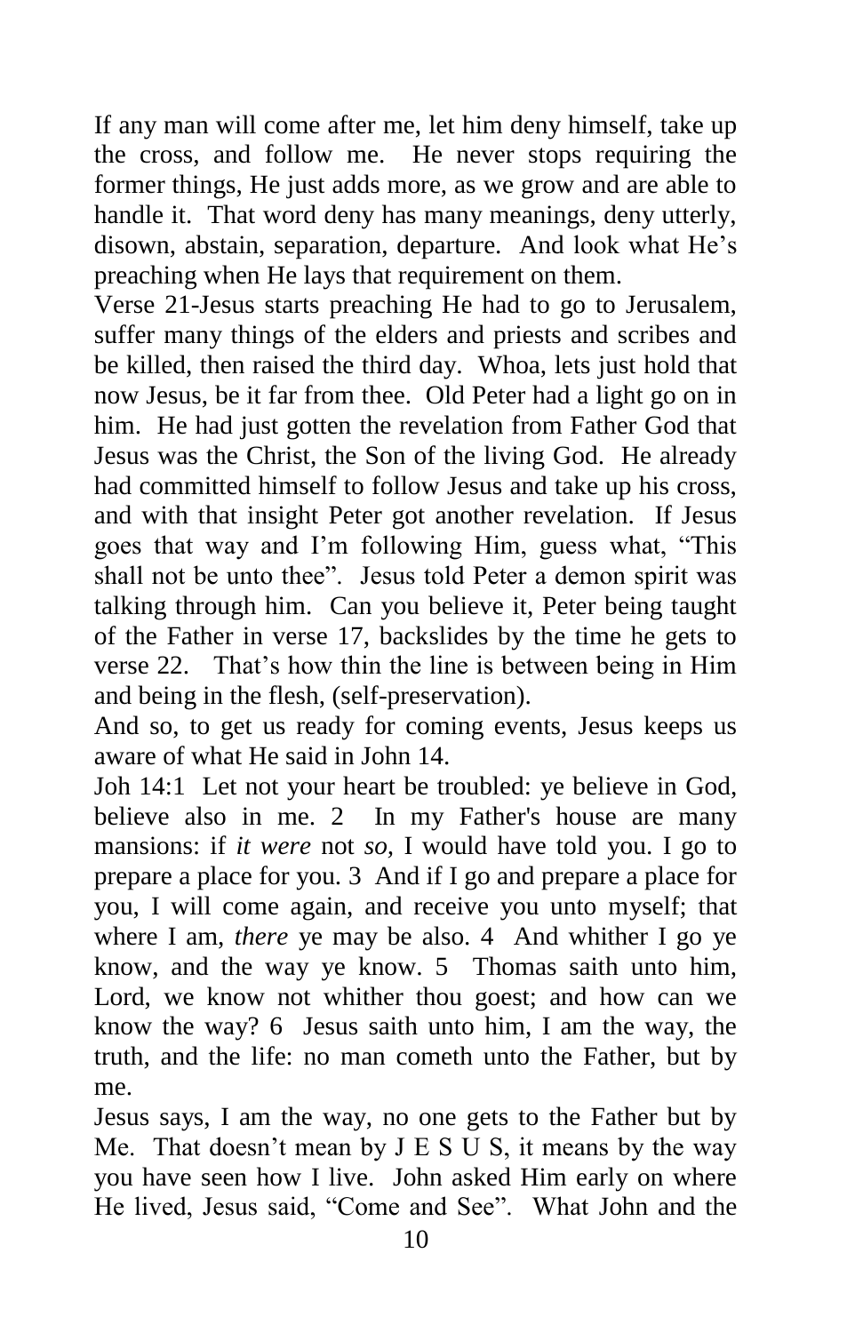If any man will come after me, let him deny himself, take up the cross, and follow me. He never stops requiring the former things, He just adds more, as we grow and are able to handle it. That word deny has many meanings, deny utterly, disown, abstain, separation, departure. And look what He's preaching when He lays that requirement on them.

Verse 21-Jesus starts preaching He had to go to Jerusalem, suffer many things of the elders and priests and scribes and be killed, then raised the third day. Whoa, lets just hold that now Jesus, be it far from thee. Old Peter had a light go on in him. He had just gotten the revelation from Father God that Jesus was the Christ, the Son of the living God. He already had committed himself to follow Jesus and take up his cross, and with that insight Peter got another revelation. If Jesus goes that way and I'm following Him, guess what, "This shall not be unto thee". Jesus told Peter a demon spirit was talking through him. Can you believe it, Peter being taught of the Father in verse 17, backslides by the time he gets to verse 22. That's how thin the line is between being in Him and being in the flesh, (self-preservation).

And so, to get us ready for coming events, Jesus keeps us aware of what He said in John 14.

Joh 14:1 Let not your heart be troubled: ye believe in God, believe also in me. 2 In my Father's house are many mansions: if *it were* not *so,* I would have told you. I go to prepare a place for you. 3 And if I go and prepare a place for you, I will come again, and receive you unto myself; that where I am, *there* ye may be also. 4 And whither I go ye know, and the way ye know. 5 Thomas saith unto him, Lord, we know not whither thou goest; and how can we know the way? 6 Jesus saith unto him, I am the way, the truth, and the life: no man cometh unto the Father, but by me.

Jesus says, I am the way, no one gets to the Father but by Me. That doesn't mean by J E S U S, it means by the way you have seen how I live. John asked Him early on where He lived, Jesus said, "Come and See". What John and the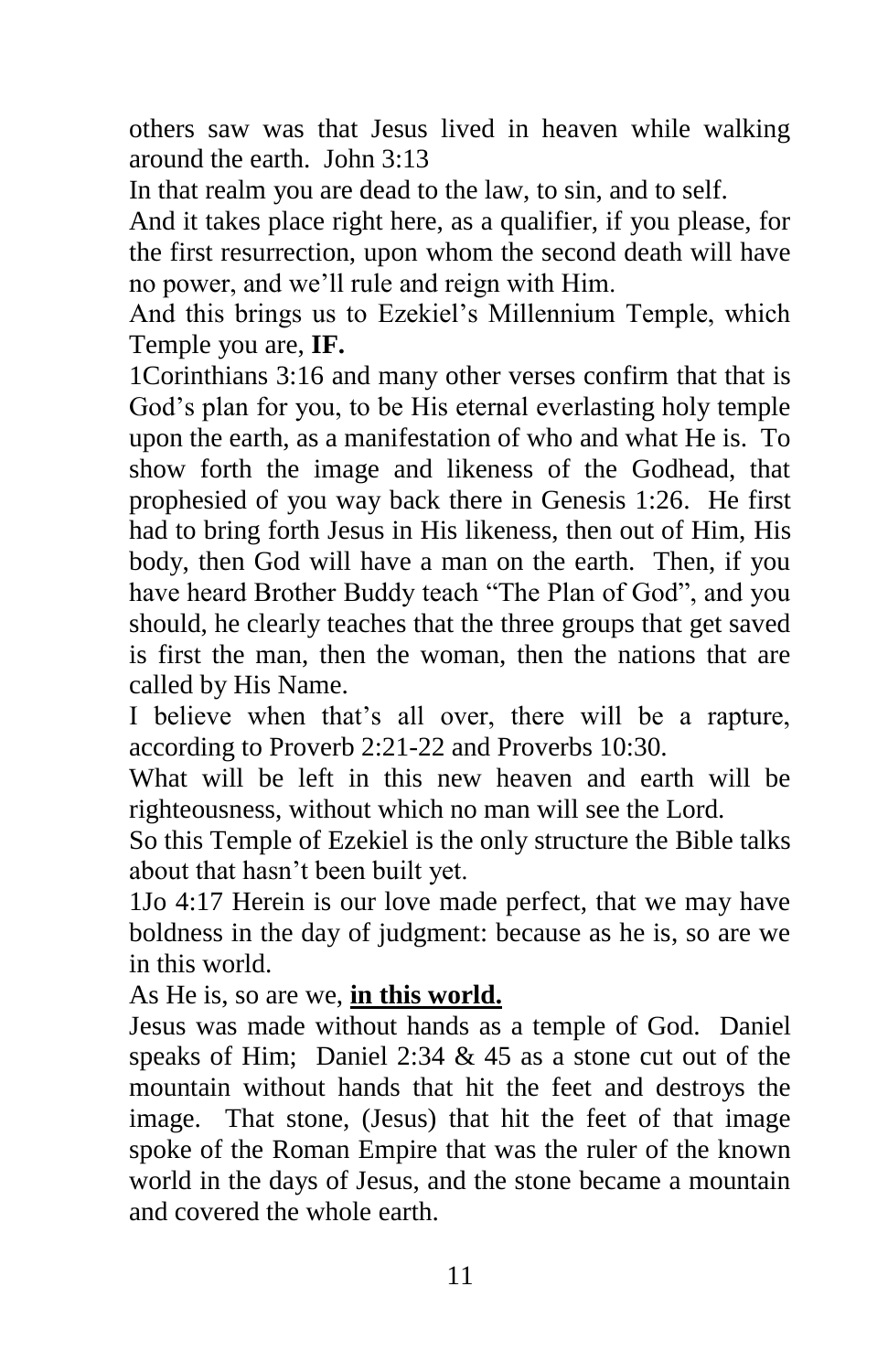others saw was that Jesus lived in heaven while walking around the earth. John 3:13

In that realm you are dead to the law, to sin, and to self.

And it takes place right here, as a qualifier, if you please, for the first resurrection, upon whom the second death will have no power, and we'll rule and reign with Him.

And this brings us to Ezekiel's Millennium Temple, which Temple you are, **IF.**

1Corinthians 3:16 and many other verses confirm that that is God's plan for you, to be His eternal everlasting holy temple upon the earth, as a manifestation of who and what He is. To show forth the image and likeness of the Godhead, that prophesied of you way back there in Genesis 1:26. He first had to bring forth Jesus in His likeness, then out of Him, His body, then God will have a man on the earth. Then, if you have heard Brother Buddy teach "The Plan of God", and you should, he clearly teaches that the three groups that get saved is first the man, then the woman, then the nations that are called by His Name.

I believe when that's all over, there will be a rapture, according to Proverb 2:21-22 and Proverbs 10:30.

What will be left in this new heaven and earth will be righteousness, without which no man will see the Lord.

So this Temple of Ezekiel is the only structure the Bible talks about that hasn't been built yet.

1Jo 4:17 Herein is our love made perfect, that we may have boldness in the day of judgment: because as he is, so are we in this world.

As He is, so are we, **<u>in this world.</u>**

Jesus was made without hands as a temple of God. Daniel speaks of Him; Daniel 2:34 & 45 as a stone cut out of the mountain without hands that hit the feet and destroys the image. That stone, (Jesus) that hit the feet of that image spoke of the Roman Empire that was the ruler of the known world in the days of Jesus, and the stone became a mountain and covered the whole earth.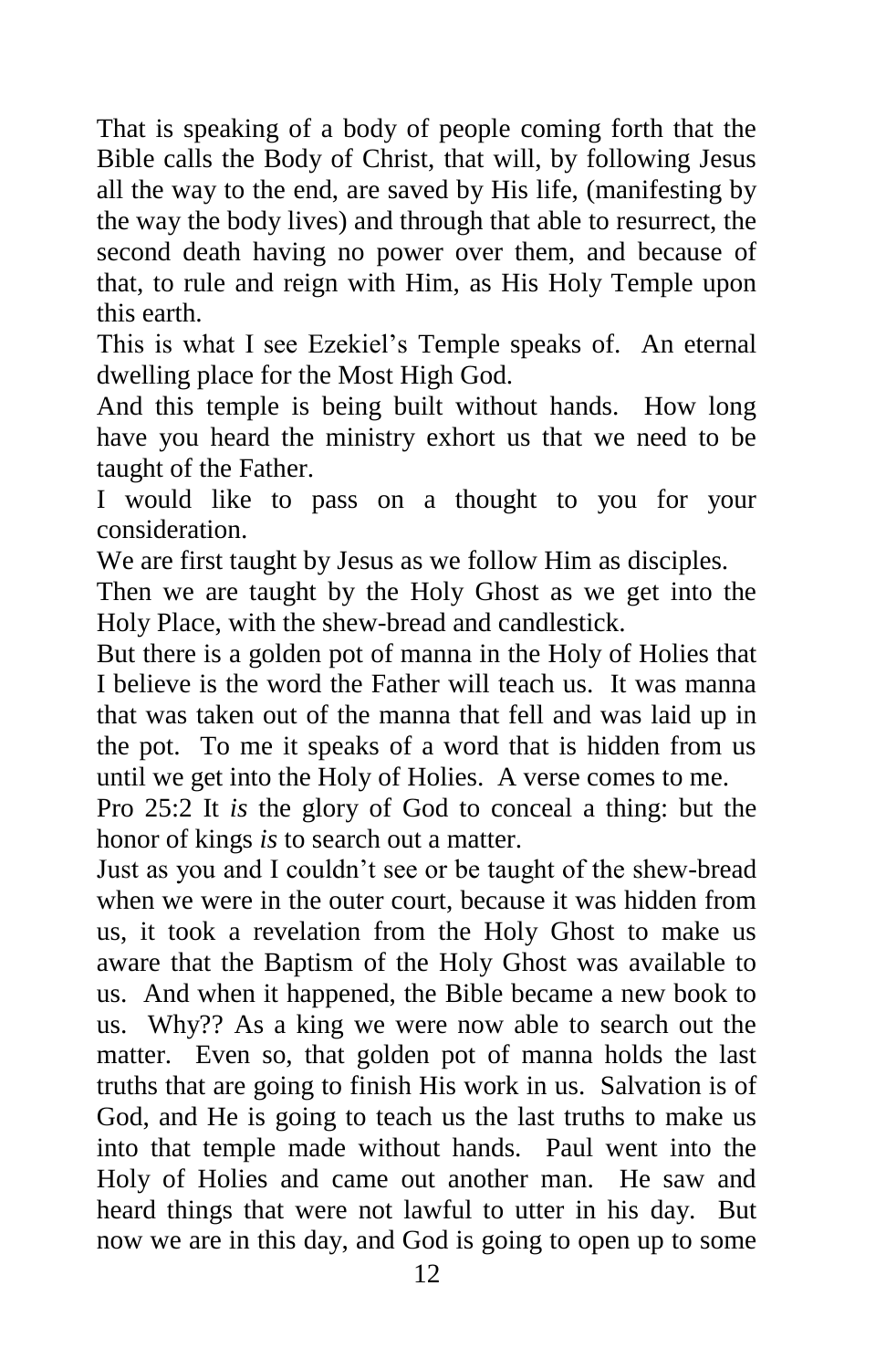That is speaking of a body of people coming forth that the Bible calls the Body of Christ, that will, by following Jesus all the way to the end, are saved by His life, (manifesting by the way the body lives) and through that able to resurrect, the second death having no power over them, and because of that, to rule and reign with Him, as His Holy Temple upon this earth.

This is what I see Ezekiel's Temple speaks of. An eternal dwelling place for the Most High God.

And this temple is being built without hands. How long have you heard the ministry exhort us that we need to be taught of the Father.

I would like to pass on a thought to you for your consideration.

We are first taught by Jesus as we follow Him as disciples.

Then we are taught by the Holy Ghost as we get into the Holy Place, with the shew-bread and candlestick.

But there is a golden pot of manna in the Holy of Holies that I believe is the word the Father will teach us. It was manna that was taken out of the manna that fell and was laid up in the pot. To me it speaks of a word that is hidden from us until we get into the Holy of Holies. A verse comes to me.

Pro 25:2 It *is* the glory of God to conceal a thing: but the honor of kings *is* to search out a matter.

Just as you and I couldn't see or be taught of the shew-bread when we were in the outer court, because it was hidden from us, it took a revelation from the Holy Ghost to make us aware that the Baptism of the Holy Ghost was available to us. And when it happened, the Bible became a new book to us. Why?? As a king we were now able to search out the matter. Even so, that golden pot of manna holds the last truths that are going to finish His work in us. Salvation is of God, and He is going to teach us the last truths to make us into that temple made without hands. Paul went into the Holy of Holies and came out another man. He saw and heard things that were not lawful to utter in his day. But now we are in this day, and God is going to open up to some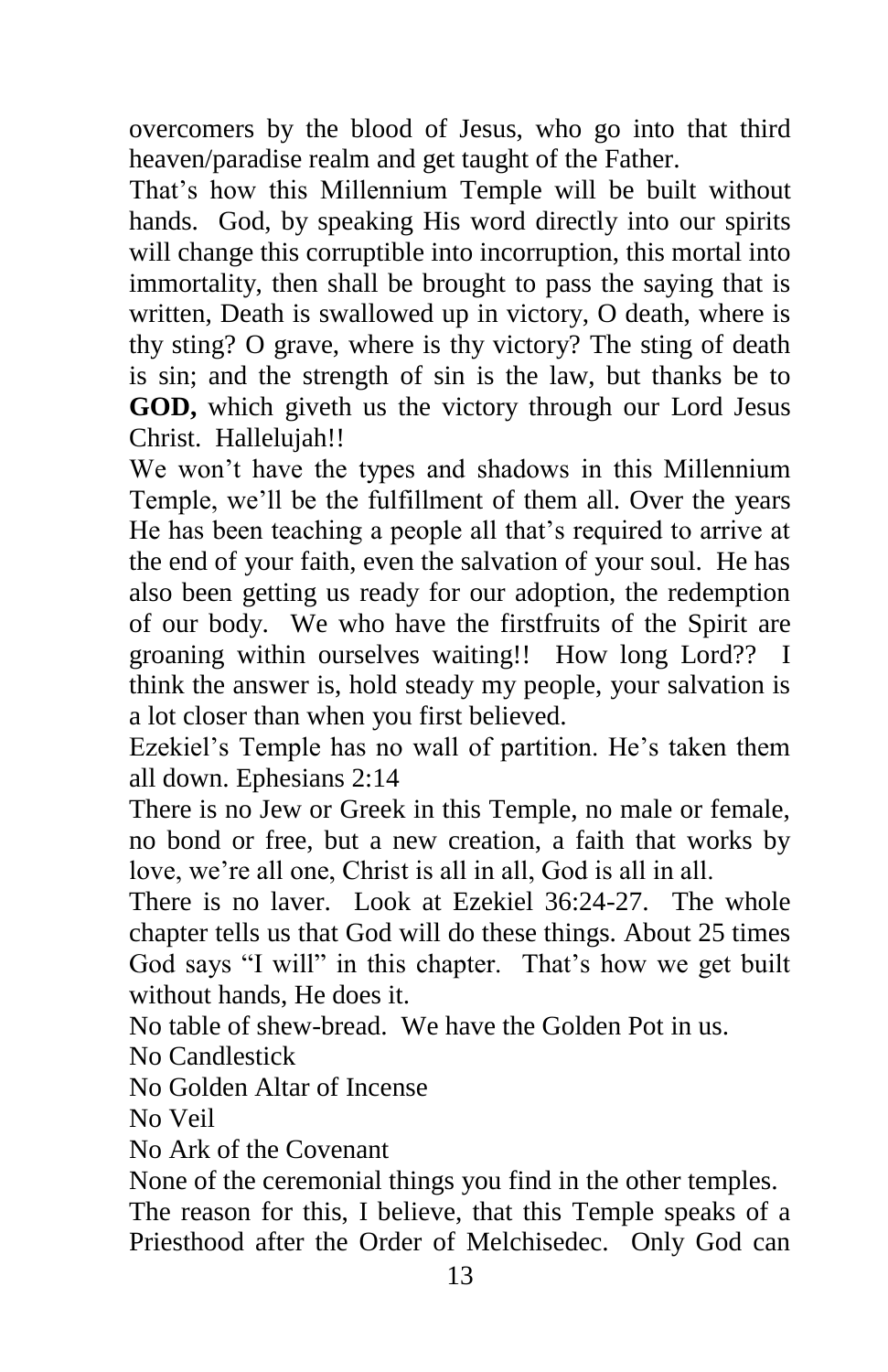overcomers by the blood of Jesus, who go into that third heaven/paradise realm and get taught of the Father.

That's how this Millennium Temple will be built without hands. God, by speaking His word directly into our spirits will change this corruptible into incorruption, this mortal into immortality, then shall be brought to pass the saying that is written, Death is swallowed up in victory, O death, where is thy sting? O grave, where is thy victory? The sting of death is sin; and the strength of sin is the law, but thanks be to **GOD,** which giveth us the victory through our Lord Jesus Christ. Hallelujah!!

We won't have the types and shadows in this Millennium Temple, we'll be the fulfillment of them all. Over the years He has been teaching a people all that's required to arrive at the end of your faith, even the salvation of your soul. He has also been getting us ready for our adoption, the redemption of our body. We who have the firstfruits of the Spirit are groaning within ourselves waiting!! How long Lord?? I think the answer is, hold steady my people, your salvation is a lot closer than when you first believed.

Ezekiel's Temple has no wall of partition. He's taken them all down. Ephesians 2:14

There is no Jew or Greek in this Temple, no male or female, no bond or free, but a new creation, a faith that works by love, we're all one, Christ is all in all, God is all in all.

There is no laver. Look at Ezekiel 36:24-27. The whole chapter tells us that God will do these things. About 25 times God says "I will" in this chapter. That's how we get built without hands, He does it.

No table of shew-bread. We have the Golden Pot in us.

No Candlestick

No Golden Altar of Incense

No Veil

No Ark of the Covenant

None of the ceremonial things you find in the other temples.

The reason for this, I believe, that this Temple speaks of a Priesthood after the Order of Melchisedec. Only God can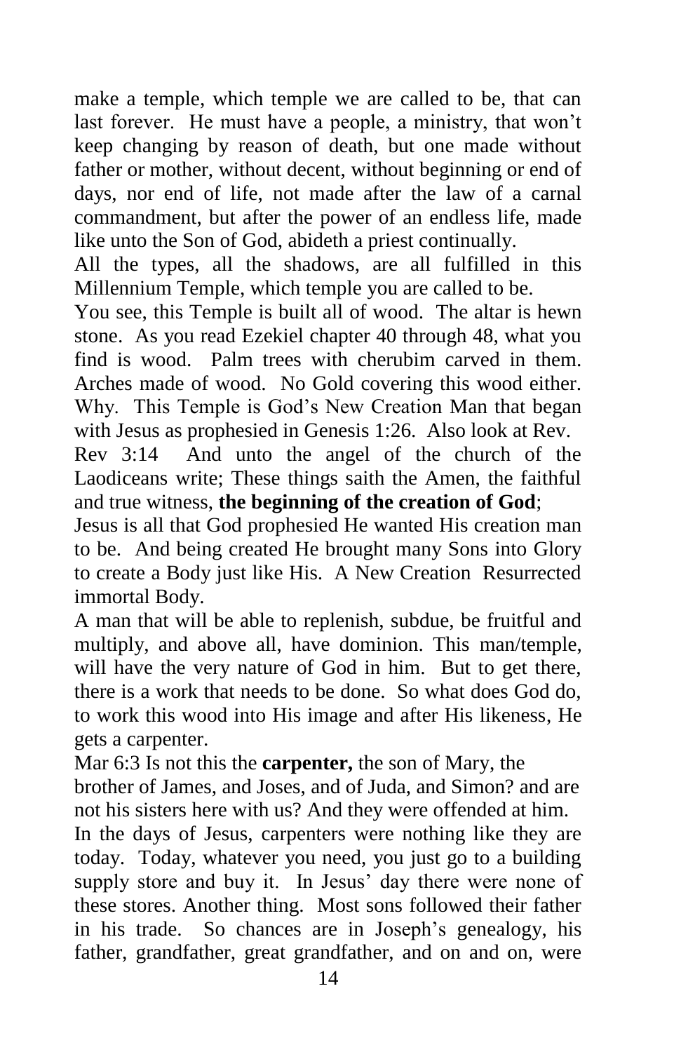make a temple, which temple we are called to be, that can last forever. He must have a people, a ministry, that won't keep changing by reason of death, but one made without father or mother, without decent, without beginning or end of days, nor end of life, not made after the law of a carnal commandment, but after the power of an endless life, made like unto the Son of God, abideth a priest continually.

All the types, all the shadows, are all fulfilled in this Millennium Temple, which temple you are called to be.

You see, this Temple is built all of wood. The altar is hewn stone. As you read Ezekiel chapter 40 through 48, what you find is wood. Palm trees with cherubim carved in them. Arches made of wood. No Gold covering this wood either. Why. This Temple is God's New Creation Man that began with Jesus as prophesied in Genesis 1:26. Also look at Rev.

Rev 3:14 And unto the angel of the church of the Laodiceans write; These things saith the Amen, the faithful and true witness, **the beginning of the creation of God**;

Jesus is all that God prophesied He wanted His creation man to be. And being created He brought many Sons into Glory to create a Body just like His. A New Creation Resurrected immortal Body.

A man that will be able to replenish, subdue, be fruitful and multiply, and above all, have dominion. This man/temple, will have the very nature of God in him. But to get there, there is a work that needs to be done. So what does God do, to work this wood into His image and after His likeness, He gets a carpenter.

Mar 6:3 Is not this the **carpenter,** the son of Mary, the brother of James, and Joses, and of Juda, and Simon? and are not his sisters here with us? And they were offended at him.

In the days of Jesus, carpenters were nothing like they are today. Today, whatever you need, you just go to a building supply store and buy it. In Jesus' day there were none of these stores. Another thing. Most sons followed their father in his trade. So chances are in Joseph's genealogy, his father, grandfather, great grandfather, and on and on, were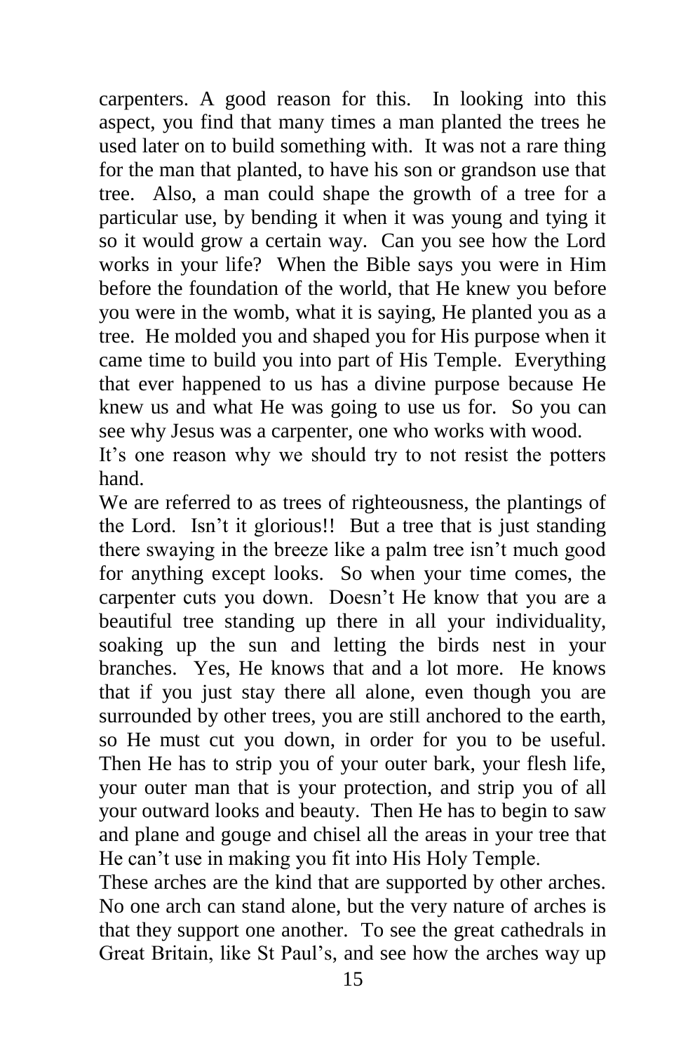carpenters. A good reason for this. In looking into this aspect, you find that many times a man planted the trees he used later on to build something with. It was not a rare thing for the man that planted, to have his son or grandson use that tree. Also, a man could shape the growth of a tree for a particular use, by bending it when it was young and tying it so it would grow a certain way. Can you see how the Lord works in your life? When the Bible says you were in Him before the foundation of the world, that He knew you before you were in the womb, what it is saying, He planted you as a tree. He molded you and shaped you for His purpose when it came time to build you into part of His Temple. Everything that ever happened to us has a divine purpose because He knew us and what He was going to use us for. So you can see why Jesus was a carpenter, one who works with wood.

It's one reason why we should try to not resist the potters hand.

We are referred to as trees of righteousness, the plantings of the Lord. Isn't it glorious!! But a tree that is just standing there swaying in the breeze like a palm tree isn't much good for anything except looks. So when your time comes, the carpenter cuts you down. Doesn't He know that you are a beautiful tree standing up there in all your individuality, soaking up the sun and letting the birds nest in your branches. Yes, He knows that and a lot more. He knows that if you just stay there all alone, even though you are surrounded by other trees, you are still anchored to the earth, so He must cut you down, in order for you to be useful. Then He has to strip you of your outer bark, your flesh life, your outer man that is your protection, and strip you of all your outward looks and beauty. Then He has to begin to saw and plane and gouge and chisel all the areas in your tree that He can't use in making you fit into His Holy Temple.

These arches are the kind that are supported by other arches. No one arch can stand alone, but the very nature of arches is that they support one another. To see the great cathedrals in Great Britain, like St Paul's, and see how the arches way up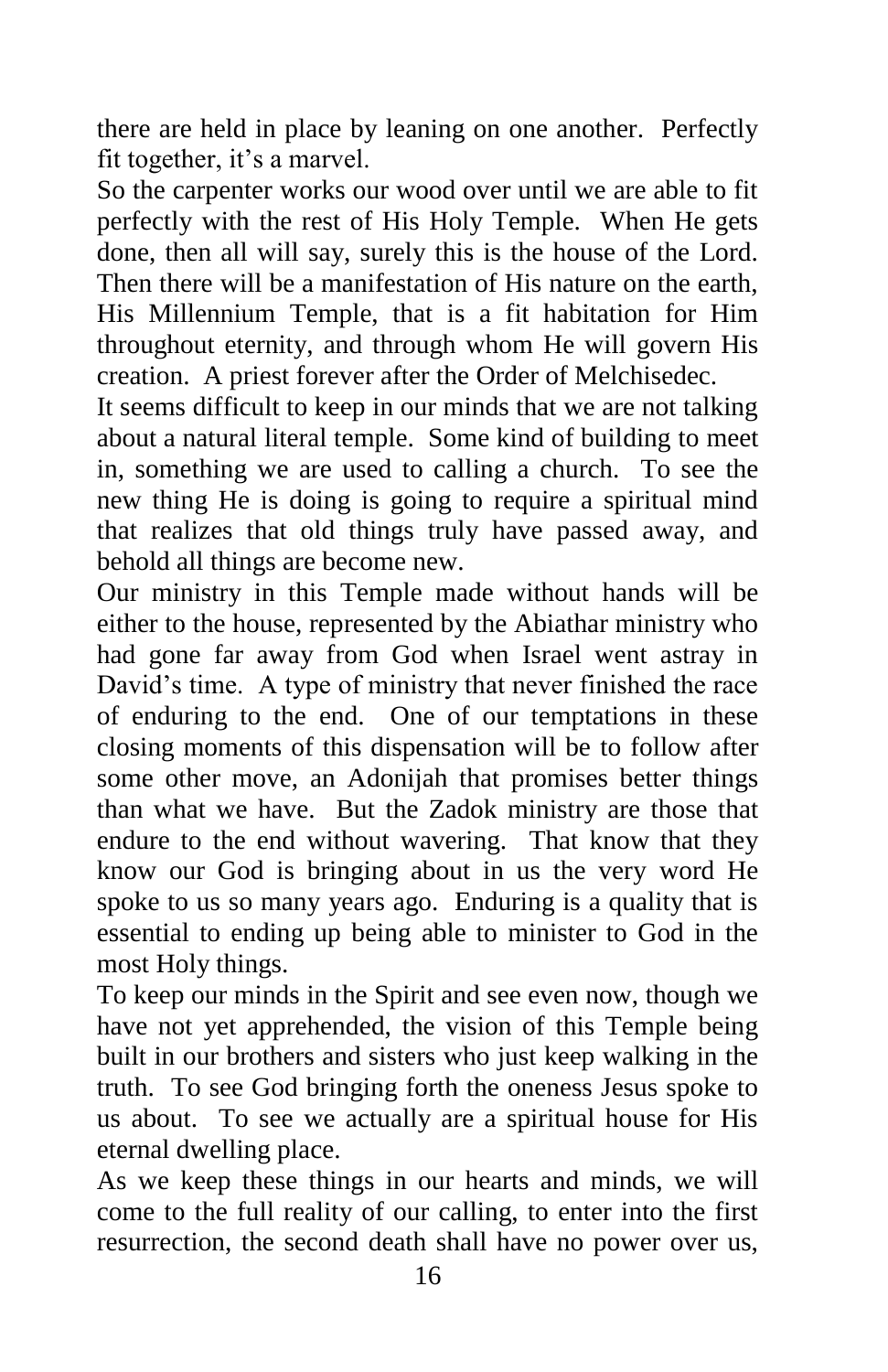there are held in place by leaning on one another. Perfectly fit together, it's a marvel.

So the carpenter works our wood over until we are able to fit perfectly with the rest of His Holy Temple. When He gets done, then all will say, surely this is the house of the Lord. Then there will be a manifestation of His nature on the earth, His Millennium Temple, that is a fit habitation for Him throughout eternity, and through whom He will govern His creation. A priest forever after the Order of Melchisedec.

It seems difficult to keep in our minds that we are not talking about a natural literal temple. Some kind of building to meet in, something we are used to calling a church. To see the new thing He is doing is going to require a spiritual mind that realizes that old things truly have passed away, and behold all things are become new.

Our ministry in this Temple made without hands will be either to the house, represented by the Abiathar ministry who had gone far away from God when Israel went astray in David's time. A type of ministry that never finished the race of enduring to the end. One of our temptations in these closing moments of this dispensation will be to follow after some other move, an Adonijah that promises better things than what we have. But the Zadok ministry are those that endure to the end without wavering. That know that they know our God is bringing about in us the very word He spoke to us so many years ago. Enduring is a quality that is essential to ending up being able to minister to God in the most Holy things.

To keep our minds in the Spirit and see even now, though we have not yet apprehended, the vision of this Temple being built in our brothers and sisters who just keep walking in the truth. To see God bringing forth the oneness Jesus spoke to us about. To see we actually are a spiritual house for His eternal dwelling place.

As we keep these things in our hearts and minds, we will come to the full reality of our calling, to enter into the first resurrection, the second death shall have no power over us,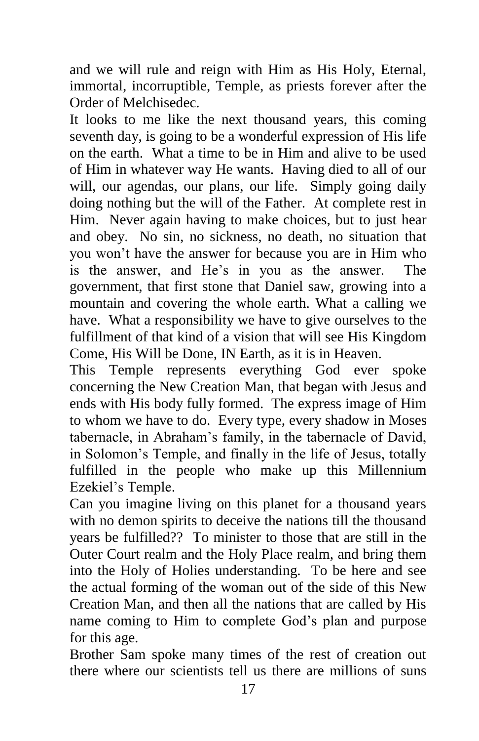and we will rule and reign with Him as His Holy, Eternal, immortal, incorruptible, Temple, as priests forever after the Order of Melchisedec.

It looks to me like the next thousand years, this coming seventh day, is going to be a wonderful expression of His life on the earth. What a time to be in Him and alive to be used of Him in whatever way He wants. Having died to all of our will, our agendas, our plans, our life. Simply going daily doing nothing but the will of the Father. At complete rest in Him. Never again having to make choices, but to just hear and obey. No sin, no sickness, no death, no situation that you won't have the answer for because you are in Him who is the answer, and He's in you as the answer. The government, that first stone that Daniel saw, growing into a mountain and covering the whole earth. What a calling we have. What a responsibility we have to give ourselves to the fulfillment of that kind of a vision that will see His Kingdom Come, His Will be Done, IN Earth, as it is in Heaven.

This Temple represents everything God ever spoke concerning the New Creation Man, that began with Jesus and ends with His body fully formed. The express image of Him to whom we have to do. Every type, every shadow in Moses tabernacle, in Abraham's family, in the tabernacle of David, in Solomon's Temple, and finally in the life of Jesus, totally fulfilled in the people who make up this Millennium Ezekiel's Temple.

Can you imagine living on this planet for a thousand years with no demon spirits to deceive the nations till the thousand years be fulfilled?? To minister to those that are still in the Outer Court realm and the Holy Place realm, and bring them into the Holy of Holies understanding. To be here and see the actual forming of the woman out of the side of this New Creation Man, and then all the nations that are called by His name coming to Him to complete God's plan and purpose for this age.

Brother Sam spoke many times of the rest of creation out there where our scientists tell us there are millions of suns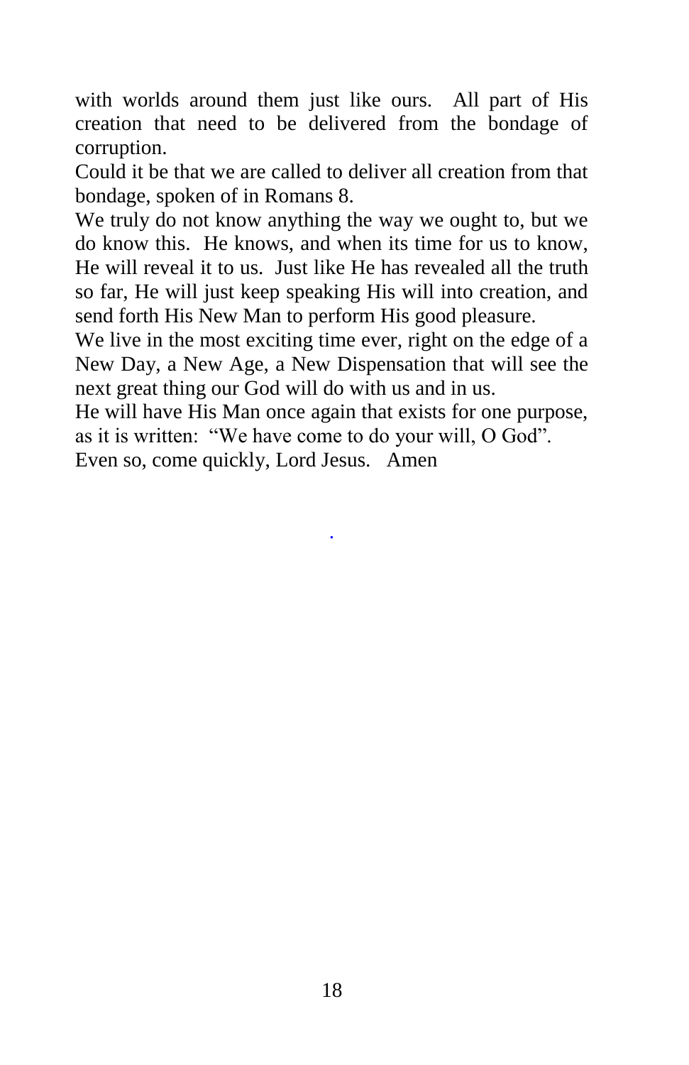with worlds around them just like ours. All part of His creation that need to be delivered from the bondage of corruption.

Could it be that we are called to deliver all creation from that bondage, spoken of in Romans 8.

We truly do not know anything the way we ought to, but we do know this. He knows, and when its time for us to know, He will reveal it to us. Just like He has revealed all the truth so far, He will just keep speaking His will into creation, and send forth His New Man to perform His good pleasure.

We live in the most exciting time ever, right on the edge of a New Day, a New Age, a New Dispensation that will see the next great thing our God will do with us and in us.

He will have His Man once again that exists for one purpose, as it is written: "We have come to do your will, O God".

Even so, come quickly, Lord Jesus. Amen